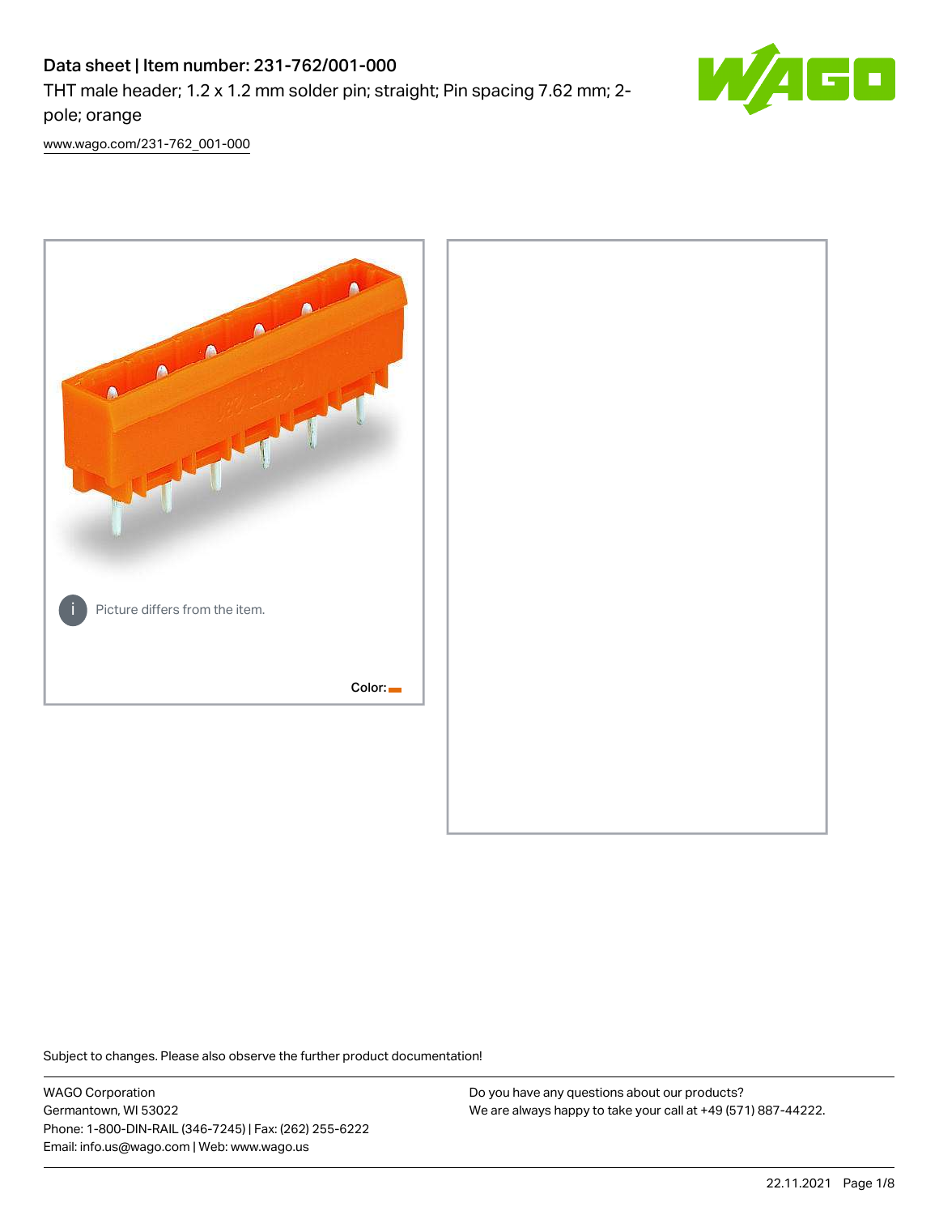# Data sheet | Item number: 231-762/001-000

THT male header; 1.2 x 1.2 mm solder pin; straight; Pin spacing 7.62 mm; 2-pole; orange

[www.wago.com/231-762_001-000](www.wago.com/231-762_001-000)

Picture differs from the item.

Color:

Subject to changes. Please also observe the further product documentation!

WAGO Corporation
Germantown, WI 53022
Phone: 1-800-DIN-RAIL (346-7245) | Fax: (262) 255-6222
Email: info.us@wago.com | Web: www.wago.us

Do you have any questions about our products?
We are always happy to take your call at +49 (571) 887-44222.

22.11.2021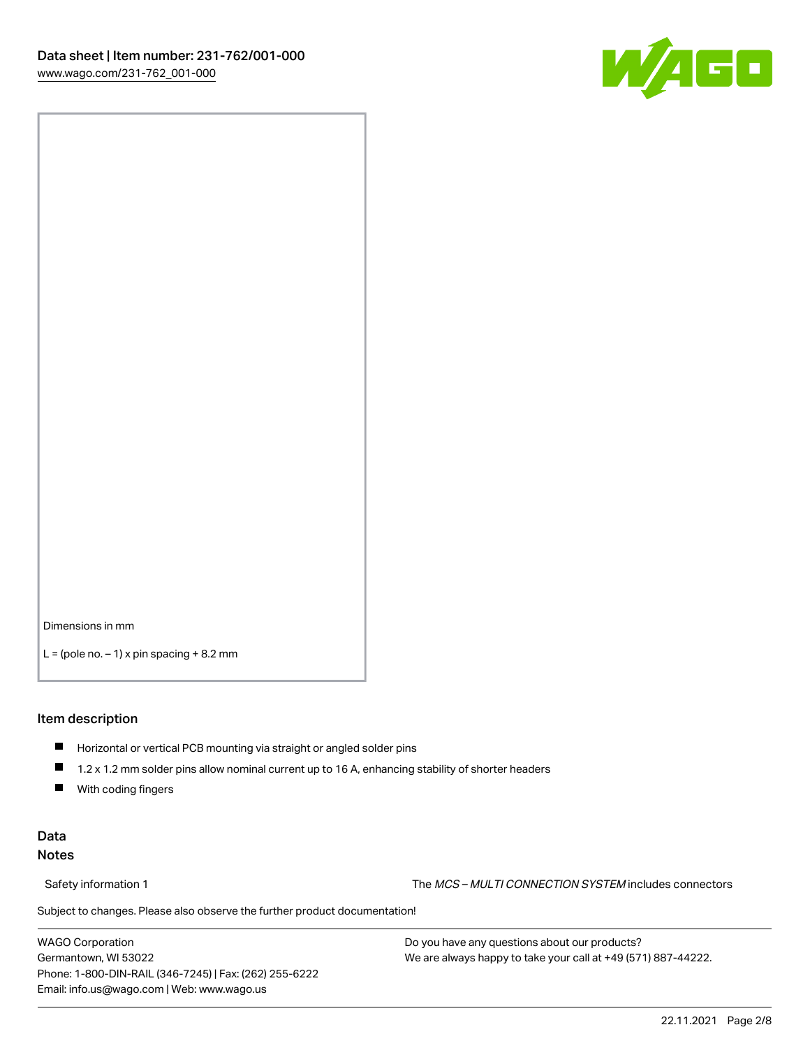Dimensions in mm

L = (pole no. – 1) x pin spacing + 8.2 mm

## Item description

- Horizontal or vertical PCB mounting via straight or angled solder pins
- 1.2 x 1.2 mm solder pins allow nominal current up to 16 A, enhancing stability of shorter headers
- With coding fingers

## Data

### Notes

| Safety information 1 | The *MCS – MULTI CONNECTION SYSTEM* includes connectors |
| --- | --- |

Subject to changes. Please also observe the further product documentation!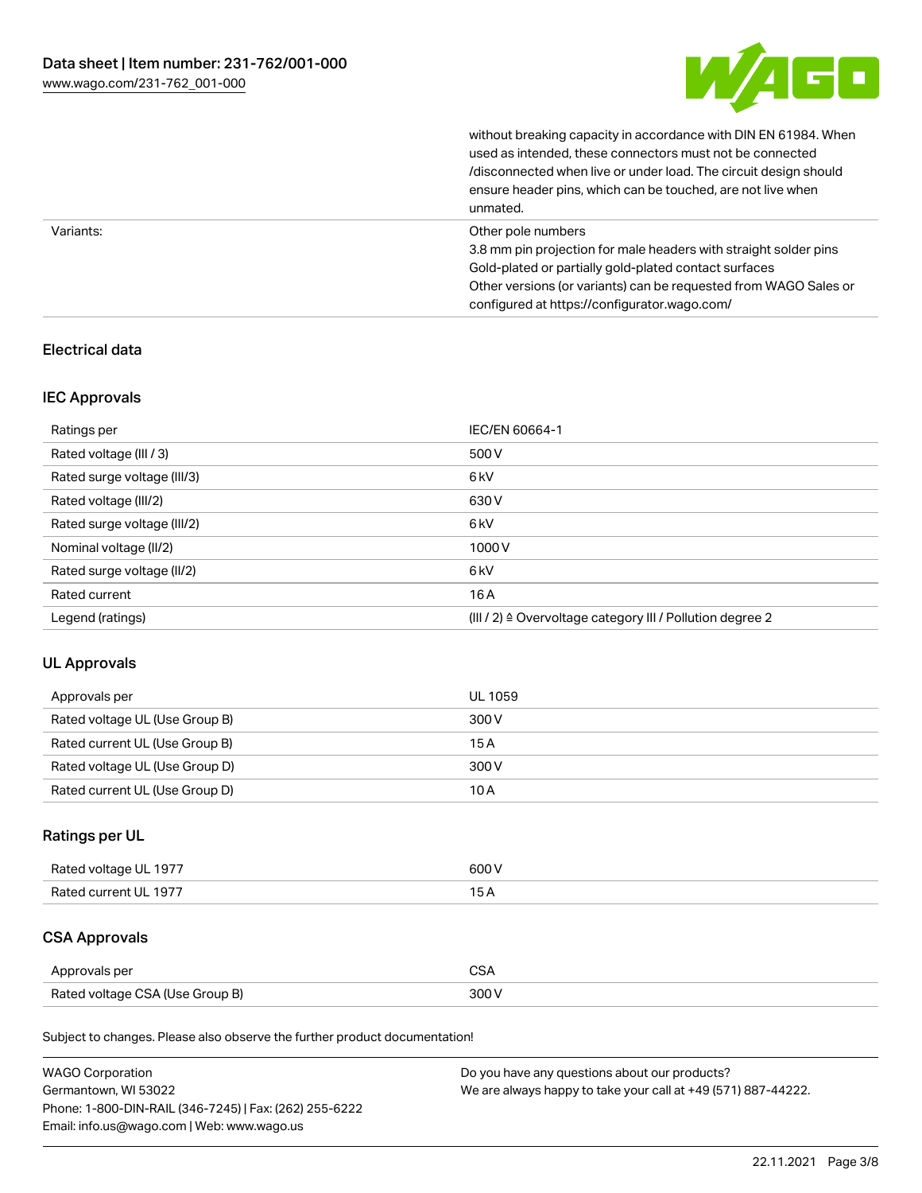| | |
|---|---|
| | without breaking capacity in accordance with DIN EN 61984. When used as intended, these connectors must not be connected /disconnected when live or under load. The circuit design should ensure header pins, which can be touched, are not live when unmated. |
| Variants: | Other pole numbers<br>3.8 mm pin projection for male headers with straight solder pins<br>Gold-plated or partially gold-plated contact surfaces<br>Other versions (or variants) can be requested from WAGO Sales or configured at https://configurator.wago.com/ |

## Electrical data

### IEC Approvals

| | |
|---|---|
| Ratings per | IEC/EN 60664-1 |
| Rated voltage (III / 3) | 500 V |
| Rated surge voltage (III/3) | 6 kV |
| Rated voltage (III/2) | 630 V |
| Rated surge voltage (III/2) | 6 kV |
| Nominal voltage (II/2) | 1000 V |
| Rated surge voltage (II/2) | 6 kV |
| Rated current | 16 A |
| Legend (ratings) | (III / 2) ≙ Overvoltage category III / Pollution degree 2 |

### UL Approvals

| | |
|---|---|
| Approvals per | UL 1059 |
| Rated voltage UL (Use Group B) | 300 V |
| Rated current UL (Use Group B) | 15 A |
| Rated voltage UL (Use Group D) | 300 V |
| Rated current UL (Use Group D) | 10 A |

### Ratings per UL

| | |
|---|---|
| Rated voltage UL 1977 | 600 V |
| Rated current UL 1977 | 15 A |

### CSA Approvals

| | |
|---|---|
| Approvals per | CSA |
| Rated voltage CSA (Use Group B) | 300 V |

Subject to changes. Please also observe the further product documentation!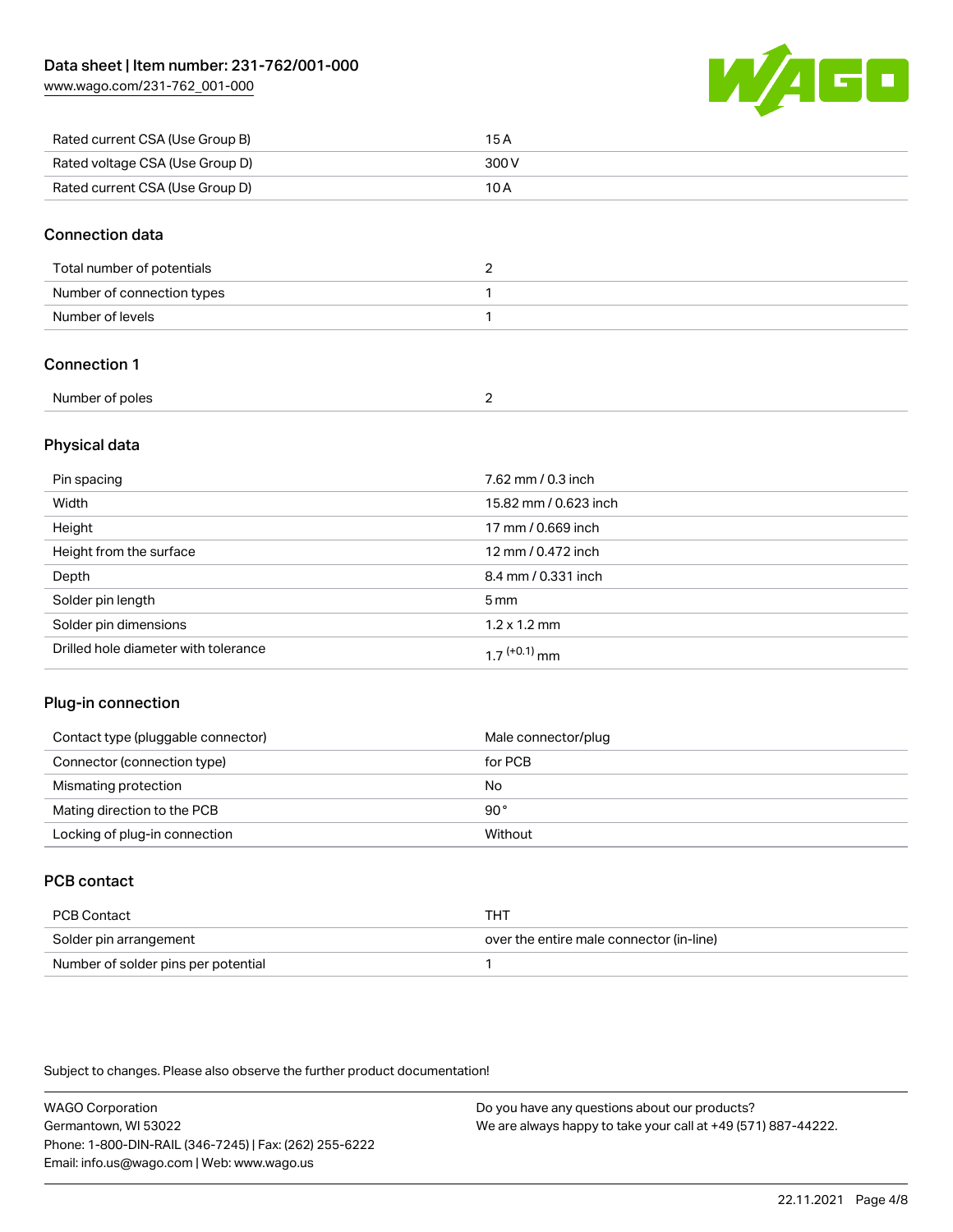| | |
|---|---|
| Rated current CSA (Use Group B) | 15 A |
| Rated voltage CSA (Use Group D) | 300 V |
| Rated current CSA (Use Group D) | 10 A |

## Connection data

| | |
|---|---|
| Total number of potentials | 2 |
| Number of connection types | 1 |
| Number of levels | 1 |

## Connection 1

| | |
|---|---|
| Number of poles | 2 |

## Physical data

| | |
|---|---|
| Pin spacing | 7.62 mm / 0.3 inch |
| Width | 15.82 mm / 0.623 inch |
| Height | 17 mm / 0.669 inch |
| Height from the surface | 12 mm / 0.472 inch |
| Depth | 8.4 mm / 0.331 inch |
| Solder pin length | 5 mm |
| Solder pin dimensions | 1.2 x 1.2 mm |
| Drilled hole diameter with tolerance | $1.7^{(+0.1)}$ mm |

## Plug-in connection

| | |
|---|---|
| Contact type (pluggable connector) | Male connector/plug |
| Connector (connection type) | for PCB |
| Mismating protection | No |
| Mating direction to the PCB | 90° |
| Locking of plug-in connection | Without |

## PCB contact

| | |
|---|---|
| PCB Contact | THT |
| Solder pin arrangement | over the entire male connector (in-line) |
| Number of solder pins per potential | 1 |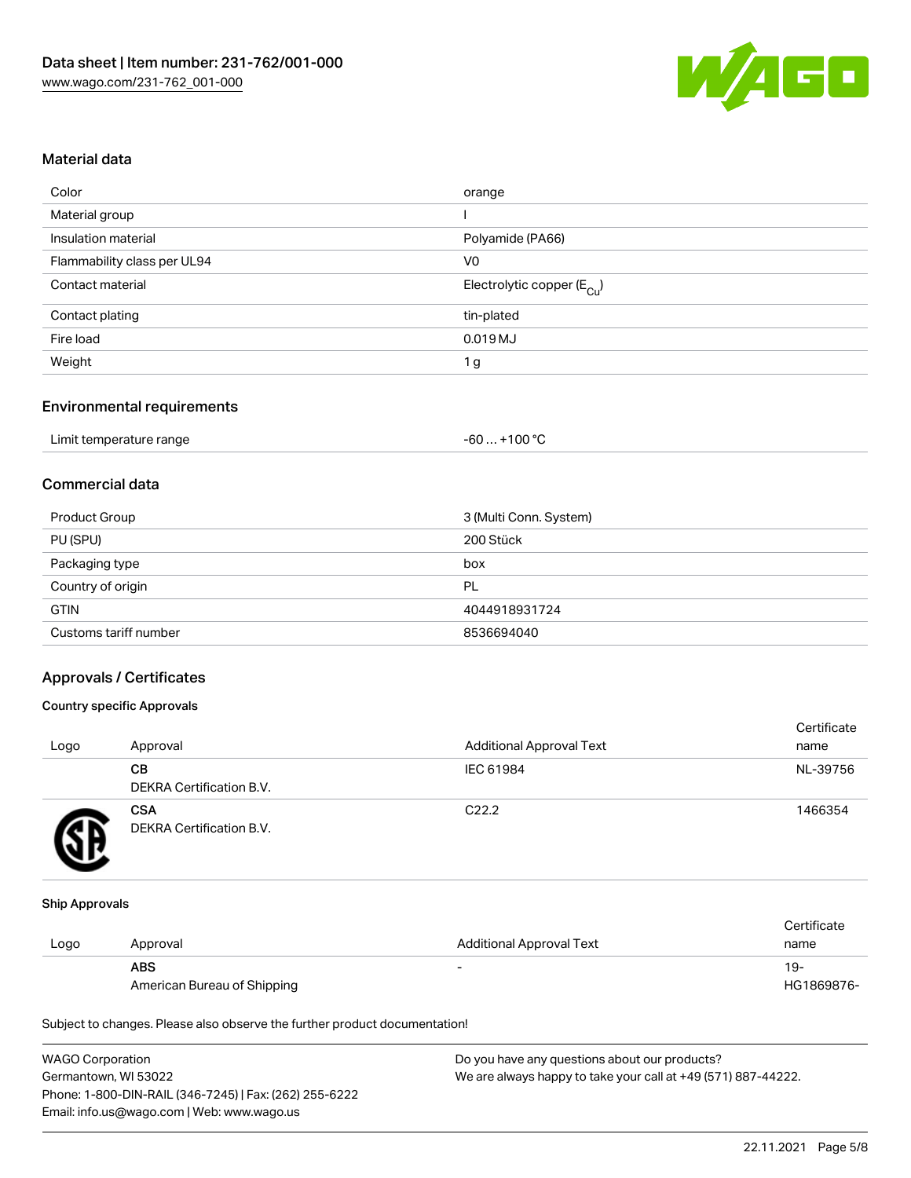## Material data

| | |
|---|---|
| Color | orange |
| Material group | I |
| Insulation material | Polyamide (PA66) |
| Flammability class per UL94 | V0 |
| Contact material | Electrolytic copper ($E_{Cu}$) |
| Contact plating | tin-plated |
| Fire load | 0.019 MJ |
| Weight | 1 g |

## Environmental requirements

| | |
|---|---|
| Limit temperature range | -60 … +100 °C |

## Commercial data

| | |
|---|---|
| Product Group | 3 (Multi Conn. System) |
| PU (SPU) | 200 Stück |
| Packaging type | box |
| Country of origin | PL |
| GTIN | 4044918931724 |
| Customs tariff number | 8536694040 |

## Approvals / Certificates

### Country specific Approvals

| Logo | Approval | Additional Approval Text | Certificate name |
|---|---|---|---|
| | **CB** DEKRA Certification B.V. | IEC 61984 | NL-39756 |
| | **CSA** DEKRA Certification B.V. | C22.2 | 1466354 |

### Ship Approvals

| Logo | Approval | Additional Approval Text | Certificate name |
|---|---|---|---|
| | **ABS** American Bureau of Shipping | - | 19-HG1869876- |

Subject to changes. Please also observe the further product documentation!

WAGO Corporation
Germantown, WI 53022
Phone: 1-800-DIN-RAIL (346-7245) | Fax: (262) 255-6222
Email: info.us@wago.com | Web: www.wago.us

Do you have any questions about our products?
We are always happy to take your call at +49 (571) 887-44222.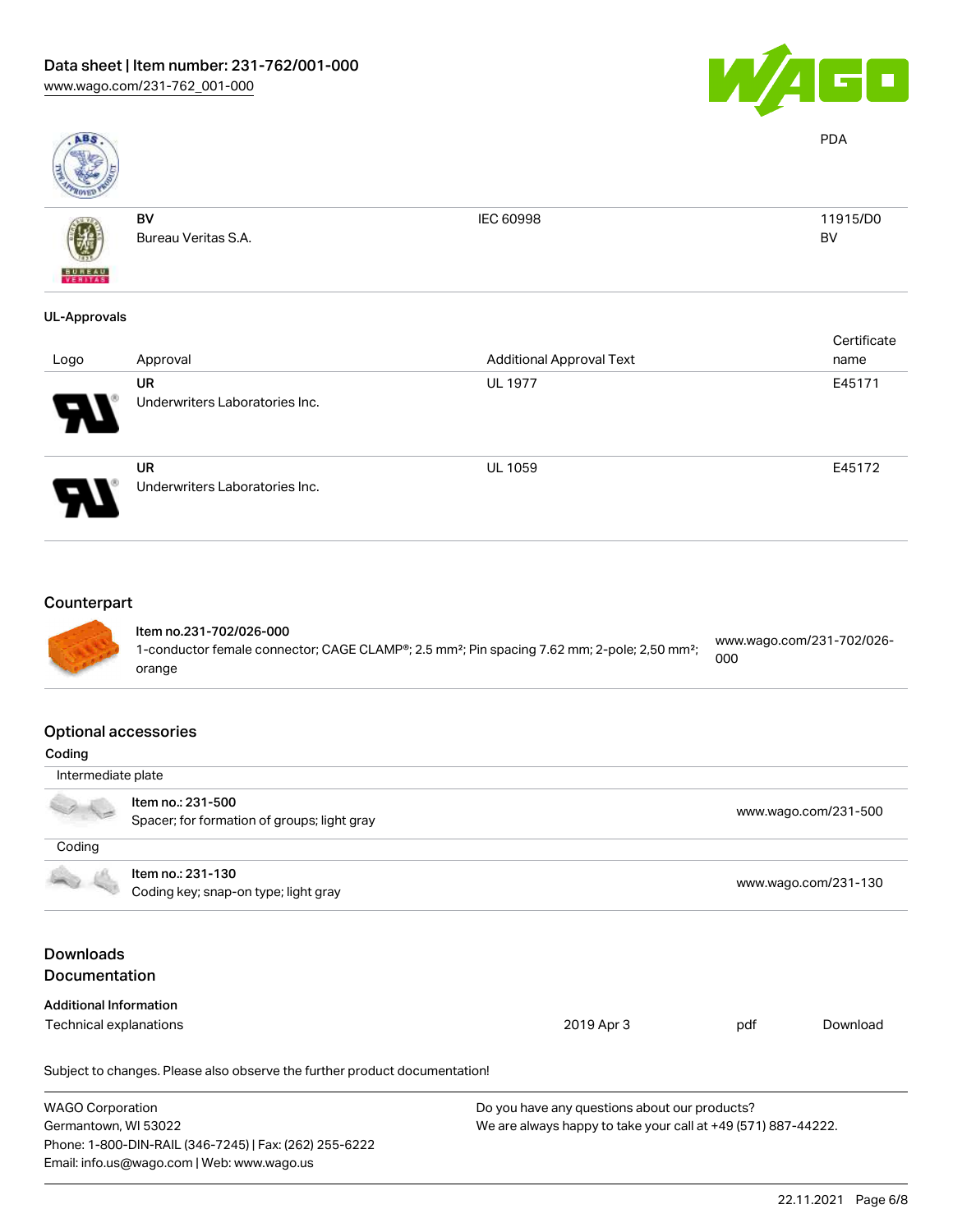| | | | PDA |
|---|---|---|---|
| | **BV**<br>Bureau Veritas S.A. | IEC 60998 | 11915/D0<br>BV |

**UL-Approvals**

| Logo | Approval | Additional Approval Text | Certificate name |
|---|---|---|---|
| | **UR**<br>Underwriters Laboratories Inc. | UL 1977 | E45171 |
| | **UR**<br>Underwriters Laboratories Inc. | UL 1059 | E45172 |

## Counterpart

| | | |
|---|---|---|
| | **Item no.231-702/026-000**<br>1-conductor female connector; CAGE CLAMP®; 2.5 mm²; Pin spacing 7.62 mm; 2-pole; 2,50 mm²; orange | www.wago.com/231-702/026-000 |

## Optional accessories

**Coding**

| Intermediate plate | | |
|---|---|---|
| | **Item no.: 231-500**<br>Spacer; for formation of groups; light gray | www.wago.com/231-500 |
| Coding | | |
| | **Item no.: 231-130**<br>Coding key; snap-on type; light gray | www.wago.com/231-130 |

## Downloads
## Documentation

**Additional Information**

| | | | |
|---|---|---|---|
| Technical explanations | 2019 Apr 3 | pdf | Download |

Subject to changes. Please also observe the further product documentation!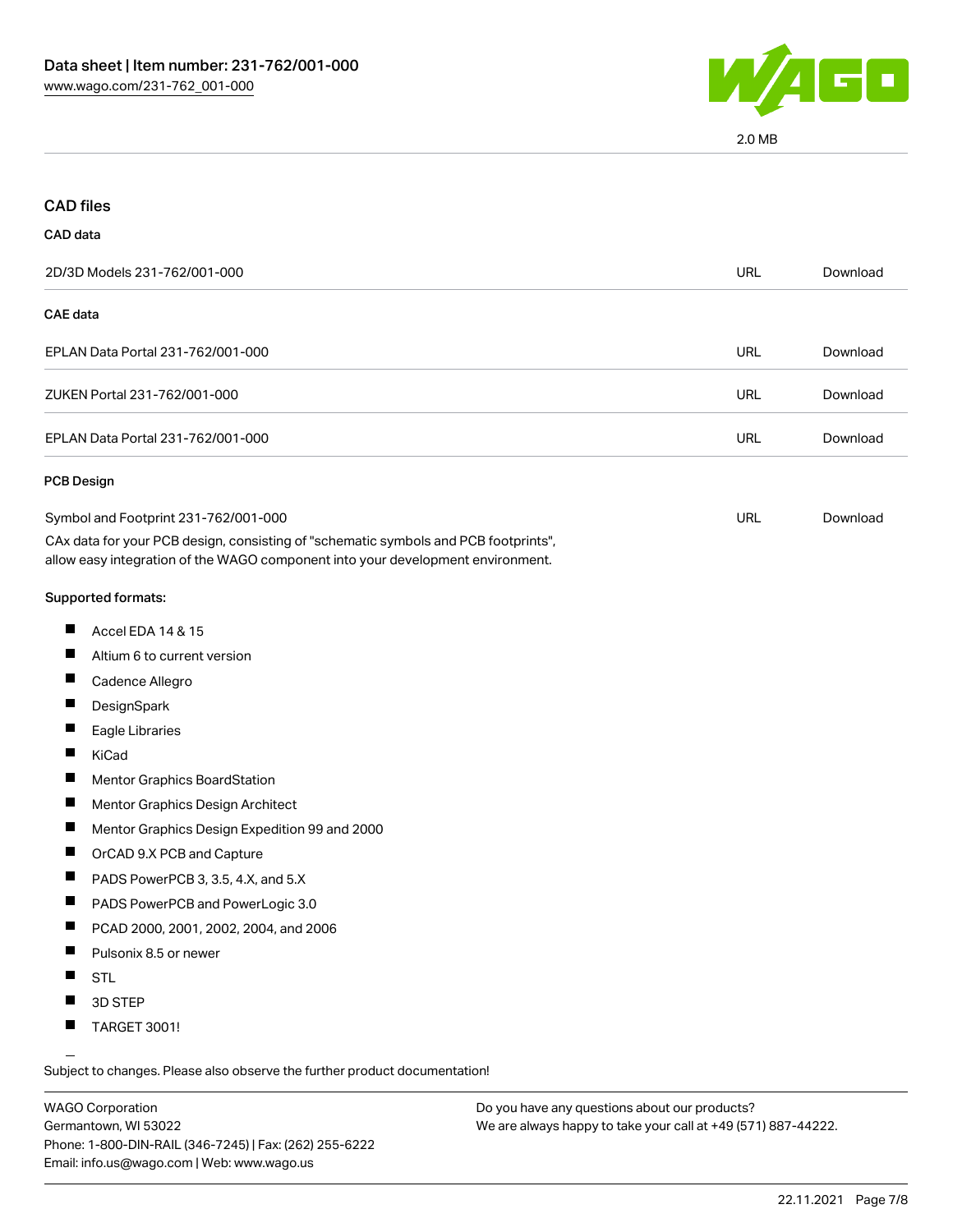2.0 MB

## CAD files

### CAD data

| | | |
|---|---|---|
| 2D/3D Models 231-762/001-000 | URL | Download |

### CAE data

| | | |
|---|---|---|
| EPLAN Data Portal 231-762/001-000 | URL | Download |
| ZUKEN Portal 231-762/001-000 | URL | Download |
| EPLAN Data Portal 231-762/001-000 | URL | Download |

### PCB Design

| | | |
|---|---|---|
| Symbol and Footprint 231-762/001-000 | URL | Download |

CAx data for your PCB design, consisting of "schematic symbols and PCB footprints", allow easy integration of the WAGO component into your development environment.

Supported formats:

- Accel EDA 14 & 15
- Altium 6 to current version
- Cadence Allegro
- DesignSpark
- Eagle Libraries
- KiCad
- Mentor Graphics BoardStation
- Mentor Graphics Design Architect
- Mentor Graphics Design Expedition 99 and 2000
- OrCAD 9.X PCB and Capture
- PADS PowerPCB 3, 3.5, 4.X, and 5.X
- PADS PowerPCB and PowerLogic 3.0
- PCAD 2000, 2001, 2002, 2004, and 2006
- Pulsonix 8.5 or newer
- STL
- 3D STEP
- TARGET 3001!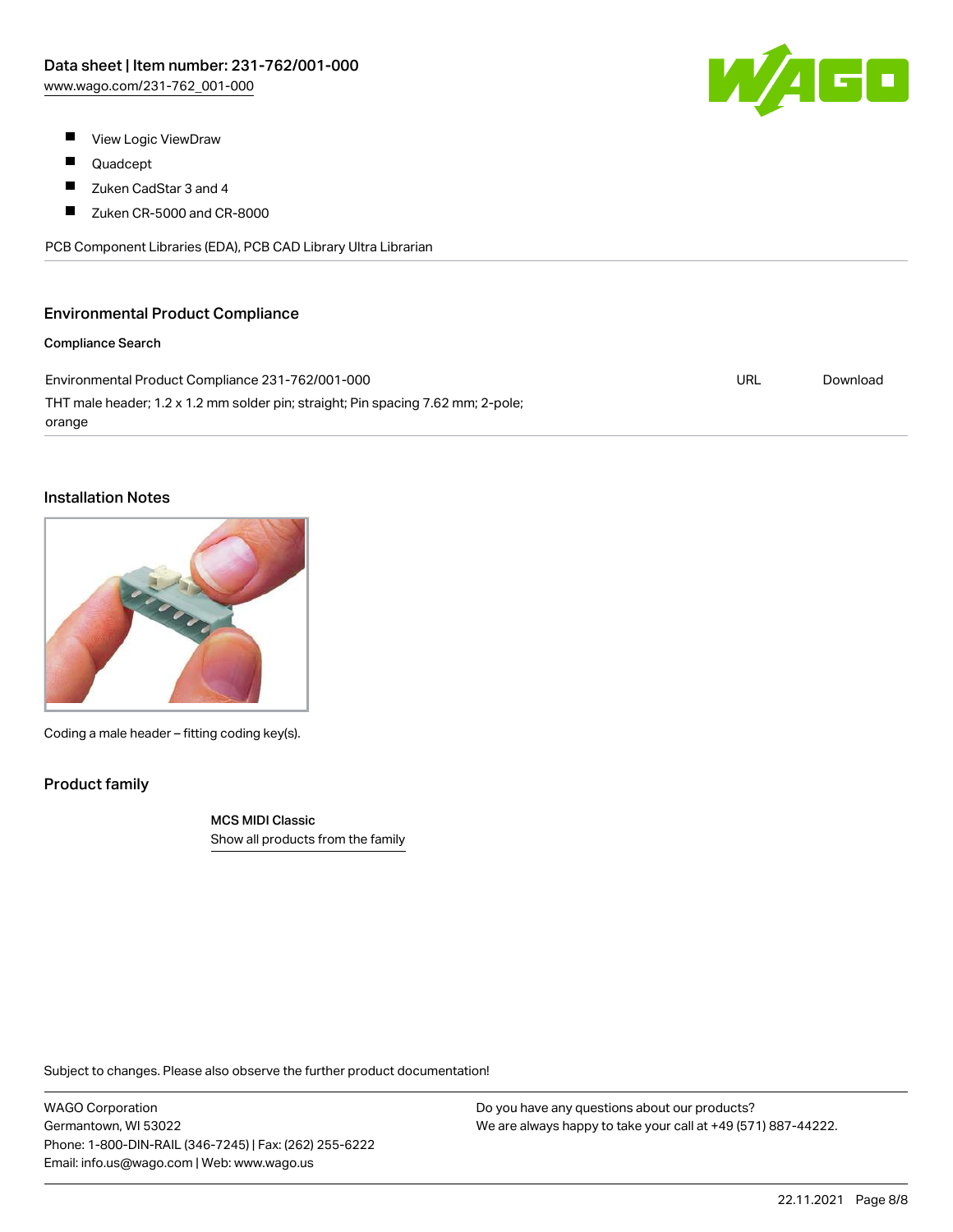- View Logic ViewDraw
- Quadcept
- Zuken CadStar 3 and 4
- Zuken CR-5000 and CR-8000

PCB Component Libraries (EDA), PCB CAD Library Ultra Librarian

## Environmental Product Compliance

### Compliance Search

| | | |
|---|---|---|
| Environmental Product Compliance 231-762/001-000<br>THT male header; 1.2 x 1.2 mm solder pin; straight; Pin spacing 7.62 mm; 2-pole; orange | URL | Download |

## Installation Notes

Coding a male header – fitting coding key(s).

## Product family

MCS MIDI Classic
Show all products from the family

Subject to changes. Please also observe the further product documentation!

WAGO Corporation
Germantown, WI 53022
Phone: 1-800-DIN-RAIL (346-7245) | Fax: (262) 255-6222
Email: info.us@wago.com | Web: www.wago.us

Do you have any questions about our products?
We are always happy to take your call at +49 (571) 887-44222.